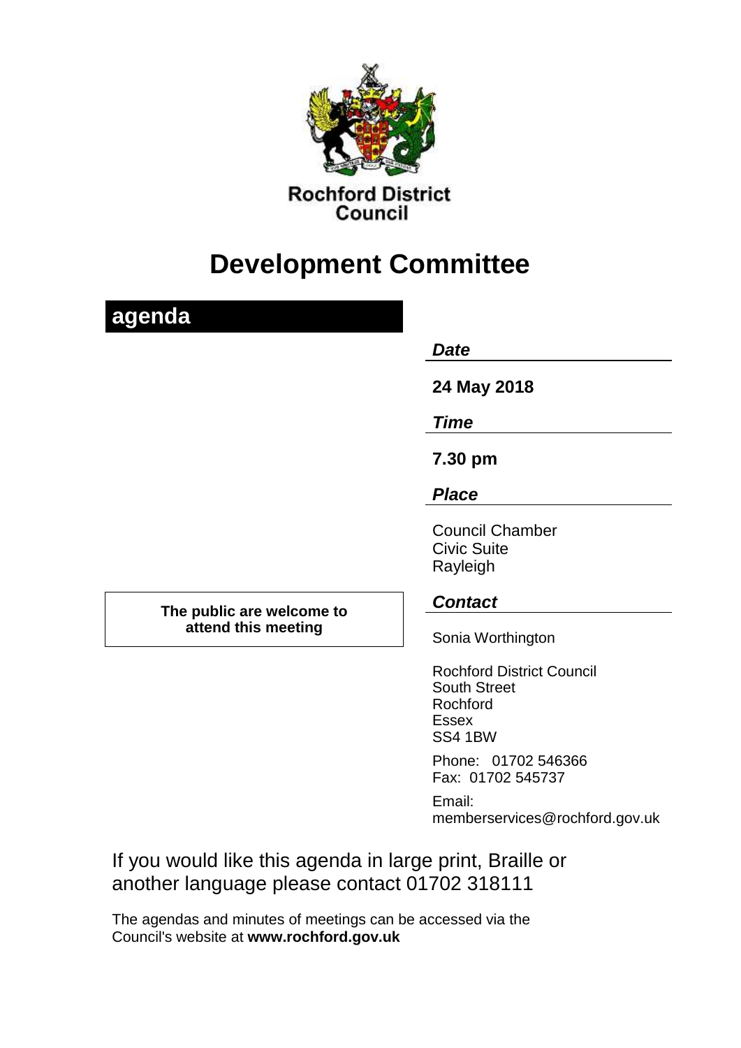Rochford District Council

# Development Committee

## agenda

***Date***

**24 May 2018**

***Time***

**7.30 pm**

***Place***

Council Chamber
Civic Suite
Rayleigh

**The public are welcome to attend this meeting**

***Contact***

Sonia Worthington

Rochford District Council
South Street
Rochford
Essex
SS4 1BW

Phone: 01702 546366
Fax: 01702 545737

Email:
memberservices@rochford.gov.uk

If you would like this agenda in large print, Braille or another language please contact 01702 318111

The agendas and minutes of meetings can be accessed via the Council's website at **www.rochford.gov.uk**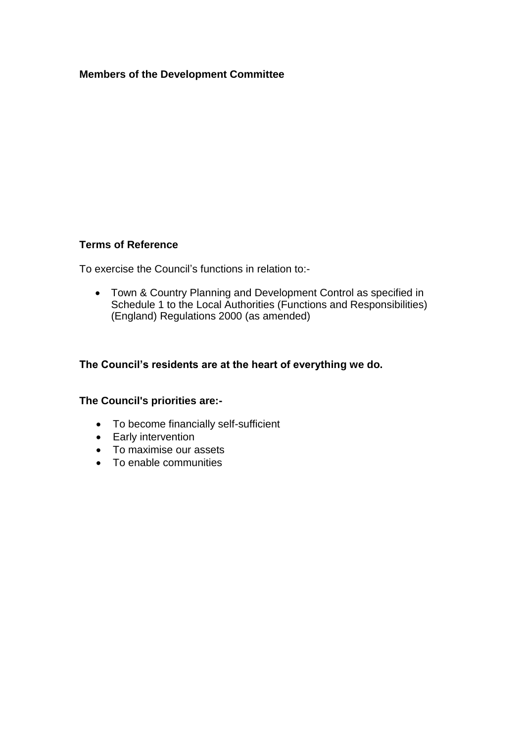**Members of the Development Committee**

**Terms of Reference**

To exercise the Council's functions in relation to:-

- Town & Country Planning and Development Control as specified in Schedule 1 to the Local Authorities (Functions and Responsibilities) (England) Regulations 2000 (as amended)

**The Council's residents are at the heart of everything we do.**

**The Council's priorities are:-**

- To become financially self-sufficient
- Early intervention
- To maximise our assets
- To enable communities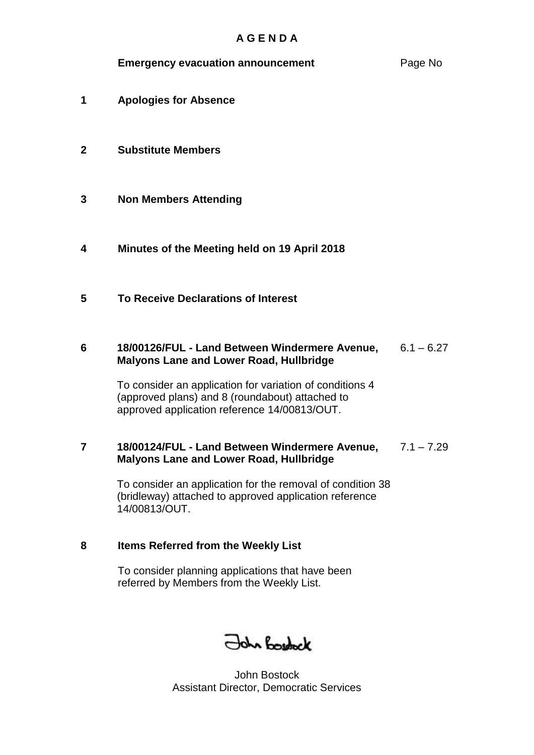# A G E N D A

| | | |
|---|---|---|
| | **Emergency evacuation announcement** | Page No |
| **1** | **Apologies for Absence** | |
| **2** | **Substitute Members** | |
| **3** | **Non Members Attending** | |
| **4** | **Minutes of the Meeting held on 19 April 2018** | |
| **5** | **To Receive Declarations of Interest** | |
| **6** | **18/00126/FUL - Land Between Windermere Avenue, Malyons Lane and Lower Road, Hullbridge**<br><br>To consider an application for variation of conditions 4 (approved plans) and 8 (roundabout) attached to approved application reference 14/00813/OUT. | 6.1 – 6.27 |
| **7** | **18/00124/FUL - Land Between Windermere Avenue, Malyons Lane and Lower Road, Hullbridge**<br><br>To consider an application for the removal of condition 38 (bridleway) attached to approved application reference 14/00813/OUT. | 7.1 – 7.29 |
| **8** | **Items Referred from the Weekly List**<br><br>To consider planning applications that have been referred by Members from the Weekly List. | |

John Bostock

John Bostock
Assistant Director, Democratic Services